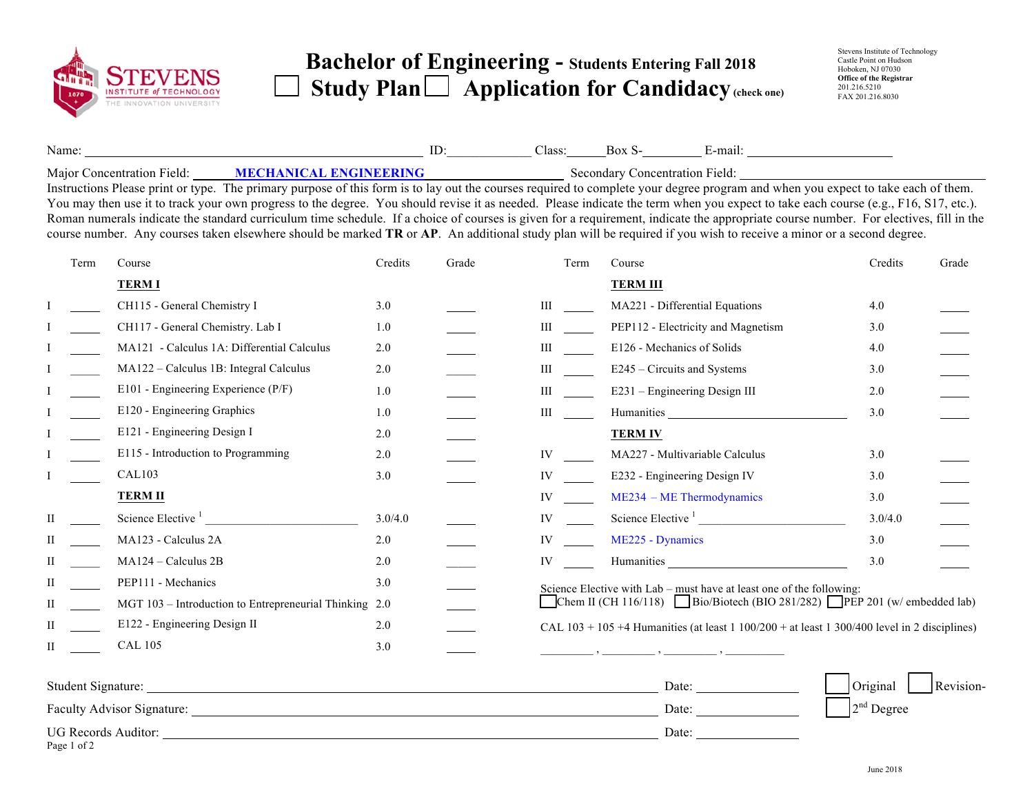STEVENS INSTITUTE of TECHNOLOGY
THE INNOVATION UNIVERSITY

# Bachelor of Engineering - Students Entering Fall 2018

☐ Study Plan ☐ Application for Candidacy (check one)

Stevens Institute of Technology
Castle Point on Hudson
Hoboken, NJ 07030
**Office of the Registrar**
201.216.5210
FAX 201.216.8030

Name: ______________________ ID:__________ Class:______Box S-________ E-mail: ______________________

Major Concentration Field: **MECHANICAL ENGINEERING** Secondary Concentration Field: ______________________

Instructions Please print or type. The primary purpose of this form is to lay out the courses required to complete your degree program and when you expect to take each of them. You may then use it to track your own progress to the degree. You should revise it as needed. Please indicate the term when you expect to take each course (e.g., F16, S17, etc.). Roman numerals indicate the standard curriculum time schedule. If a choice of courses is given for a requirement, indicate the appropriate course number. For electives, fill in the course number. Any courses taken elsewhere should be marked **TR** or **AP**. An additional study plan will be required if you wish to receive a minor or a second degree.

| | Term | Course | Credits | Grade |
|---|---|---|---|---|
| | | **TERM I** | | |
| I | ____ | CH115 - General Chemistry I | 3.0 | ____ |
| I | ____ | CH117 - General Chemistry. Lab I | 1.0 | ____ |
| I | ____ | MA121 - Calculus 1A: Differential Calculus | 2.0 | ____ |
| I | ____ | MA122 – Calculus 1B: Integral Calculus | 2.0 | ____ |
| I | ____ | E101 - Engineering Experience (P/F) | 1.0 | ____ |
| I | ____ | E120 - Engineering Graphics | 1.0 | ____ |
| I | ____ | E121 - Engineering Design I | 2.0 | ____ |
| I | ____ | E115 - Introduction to Programming | 2.0 | ____ |
| I | ____ | CAL103 | 3.0 | ____ |
| | | **TERM II** | | |
| II | ____ | Science Elective [1] ______________ | 3.0/4.0 | ____ |
| II | ____ | MA123 - Calculus 2A | 2.0 | ____ |
| II | ____ | MA124 – Calculus 2B | 2.0 | ____ |
| II | ____ | PEP111 - Mechanics | 3.0 | ____ |
| II | ____ | MGT 103 – Introduction to Entrepreneurial Thinking | 2.0 | ____ |
| II | ____ | E122 - Engineering Design II | 2.0 | ____ |
| II | ____ | CAL 105 | 3.0 | ____ |
| | | **TERM III** | | |
| III | ____ | MA221 - Differential Equations | 4.0 | ____ |
| III | ____ | PEP112 - Electricity and Magnetism | 3.0 | ____ |
| III | ____ | E126 - Mechanics of Solids | 4.0 | ____ |
| III | ____ | E245 – Circuits and Systems | 3.0 | ____ |
| III | ____ | E231 – Engineering Design III | 2.0 | ____ |
| III | ____ | Humanities ______________ | 3.0 | ____ |
| | | **TERM IV** | | |
| IV | ____ | MA227 - Multivariable Calculus | 3.0 | ____ |
| IV | ____ | E232 - Engineering Design IV | 3.0 | ____ |
| IV | ____ | ME234 – ME Thermodynamics | 3.0 | ____ |
| IV | ____ | Science Elective [1] ______________ | 3.0/4.0 | ____ |
| IV | ____ | ME225 - Dynamics | 3.0 | ____ |
| IV | ____ | Humanities ______________ | 3.0 | ____ |

Science Elective with Lab – must have at least one of the following:
☐ Chem II (CH 116/118) ☐ Bio/Biotech (BIO 281/282) ☐ PEP 201 (w/ embedded lab)

CAL 103 + 105 +4 Humanities (at least 1 100/200 + at least 1 300/400 level in 2 disciplines)

________ , ________ , ________ , ________

Student Signature: ______________________ Date: __________ ☐ Original ☐ Revision-

Faculty Advisor Signature: ______________________ Date: __________ ☐ 2nd Degree

UG Records Auditor: ______________________ Date: __________

June 2018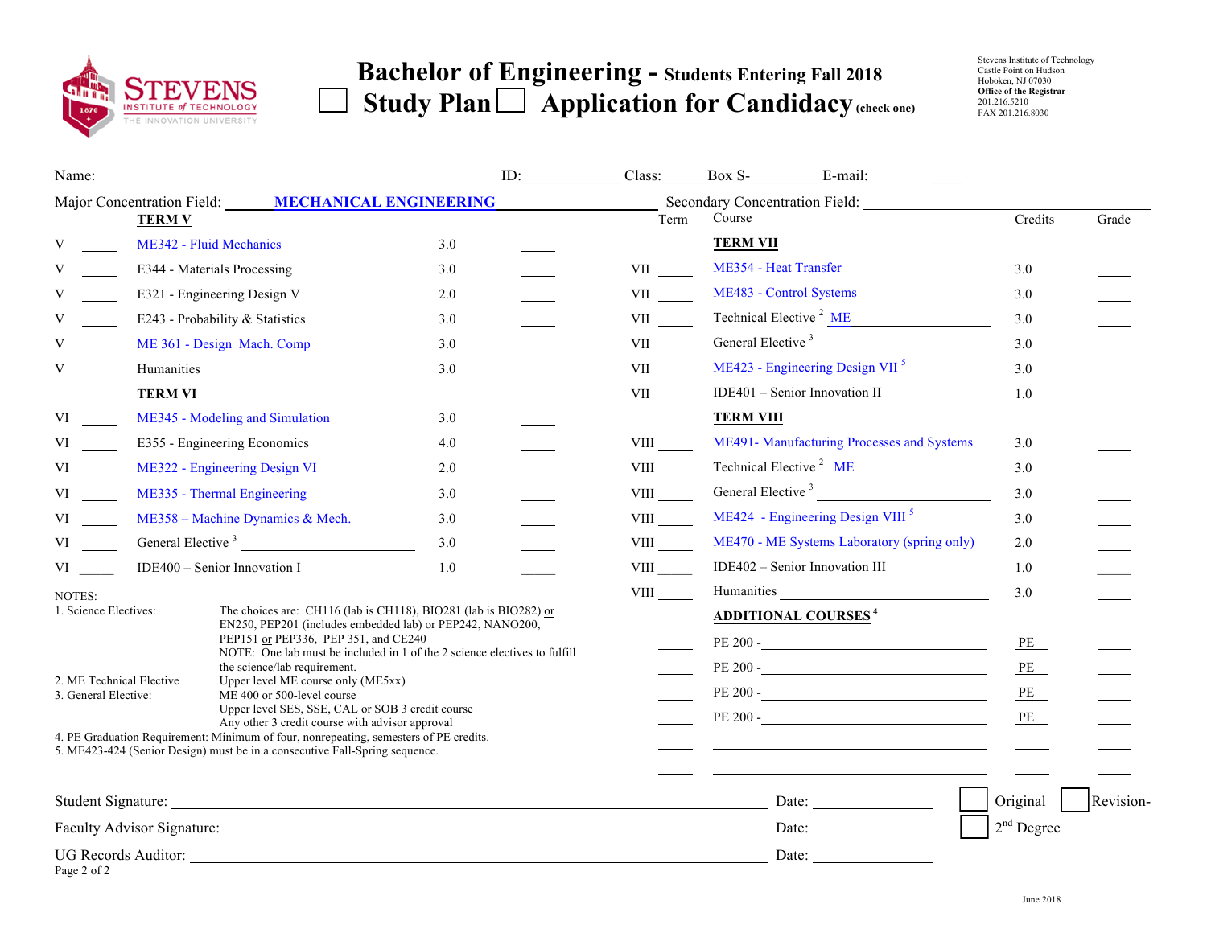Stevens Institute of Technology
Castle Point on Hudson
Hoboken, NJ 07030
**Office of the Registrar**
201.216.5210
FAX 201.216.8030

# Bachelor of Engineering - Students Entering Fall 2018

☐ Study Plan ☐ Application for Candidacy (check one)

Name: ______________________ ID: __________ Class: ______ Box S-________ E-mail: ____________________

Major Concentration Field: MECHANICAL ENGINEERING    Secondary Concentration Field: ____________________

| Term | | Course | Credits | Grade |
|---|---|---|---|---|
| | | **TERM V** | | |
| V | ____ | ME342 - Fluid Mechanics | 3.0 | ____ |
| V | ____ | E344 - Materials Processing | 3.0 | ____ |
| V | ____ | E321 - Engineering Design V | 2.0 | ____ |
| V | ____ | E243 - Probability & Statistics | 3.0 | ____ |
| V | ____ | ME 361 - Design Mach. Comp | 3.0 | ____ |
| V | ____ | Humanities ____________ | 3.0 | ____ |
| | | **TERM VI** | | |
| VI | ____ | ME345 - Modeling and Simulation | 3.0 | ____ |
| VI | ____ | E355 - Engineering Economics | 4.0 | ____ |
| VI | ____ | ME322 - Engineering Design VI | 2.0 | ____ |
| VI | ____ | ME335 - Thermal Engineering | 3.0 | ____ |
| VI | ____ | ME358 – Machine Dynamics & Mech. | 3.0 | ____ |
| VI | ____ | General Elective [3] ____________ | 3.0 | ____ |
| VI | ____ | IDE400 – Senior Innovation I | 1.0 | ____ |

| Term | | Course | Credits | Grade |
|---|---|---|---|---|
| | | **TERM VII** | | |
| VII | ____ | ME354 - Heat Transfer | 3.0 | ____ |
| VII | ____ | ME483 - Control Systems | 3.0 | ____ |
| VII | ____ | Technical Elective [2] ME ____________ | 3.0 | ____ |
| VII | ____ | General Elective [3] ____________ | 3.0 | ____ |
| VII | ____ | ME423 - Engineering Design VII [5] | 3.0 | ____ |
| VII | ____ | IDE401 – Senior Innovation II | 1.0 | ____ |
| | | **TERM VIII** | | |
| VIII | ____ | ME491- Manufacturing Processes and Systems | 3.0 | ____ |
| VIII | ____ | Technical Elective [2] ME ____________ | 3.0 | ____ |
| VIII | ____ | General Elective [3] ____________ | 3.0 | ____ |
| VIII | ____ | ME424 - Engineering Design VIII [5] | 3.0 | ____ |
| VIII | ____ | ME470 - ME Systems Laboratory (spring only) | 2.0 | ____ |
| VIII | ____ | IDE402 – Senior Innovation III | 1.0 | ____ |
| VIII | ____ | Humanities ____________ | 3.0 | ____ |
| | | **ADDITIONAL COURSES [4]** | | |
| | ____ | PE 200 - ____________ | PE | ____ |
| | ____ | PE 200 - ____________ | PE | ____ |
| | ____ | PE 200 - ____________ | PE | ____ |
| | ____ | PE 200 - ____________ | PE | ____ |
| | ____ | ____________ | ____ | ____ |
| | ____ | ____________ | ____ | ____ |

NOTES:

1. Science Electives: The choices are: CH116 (lab is CH118), BIO281 (lab is BIO282) or EN250, PEP201 (includes embedded lab) or PEP242, NANO200, PEP151 or PEP336, PEP 351, and CE240
   NOTE: One lab must be included in 1 of the 2 science electives to fulfill the science/lab requirement.
2. ME Technical Elective: Upper level ME course only (ME5xx)
3. General Elective: ME 400 or 500-level course
   Upper level SES, SSE, CAL or SOB 3 credit course
   Any other 3 credit course with advisor approval
4. PE Graduation Requirement: Minimum of four, nonrepeating, semesters of PE credits.
5. ME423-424 (Senior Design) must be in a consecutive Fall-Spring sequence.

Student Signature: ______________________________ Date: __________ ☐ Original ☐ Revision-

Faculty Advisor Signature: ______________________________ Date: __________ ☐ 2nd Degree

UG Records Auditor: ______________________________ Date: __________

June 2018